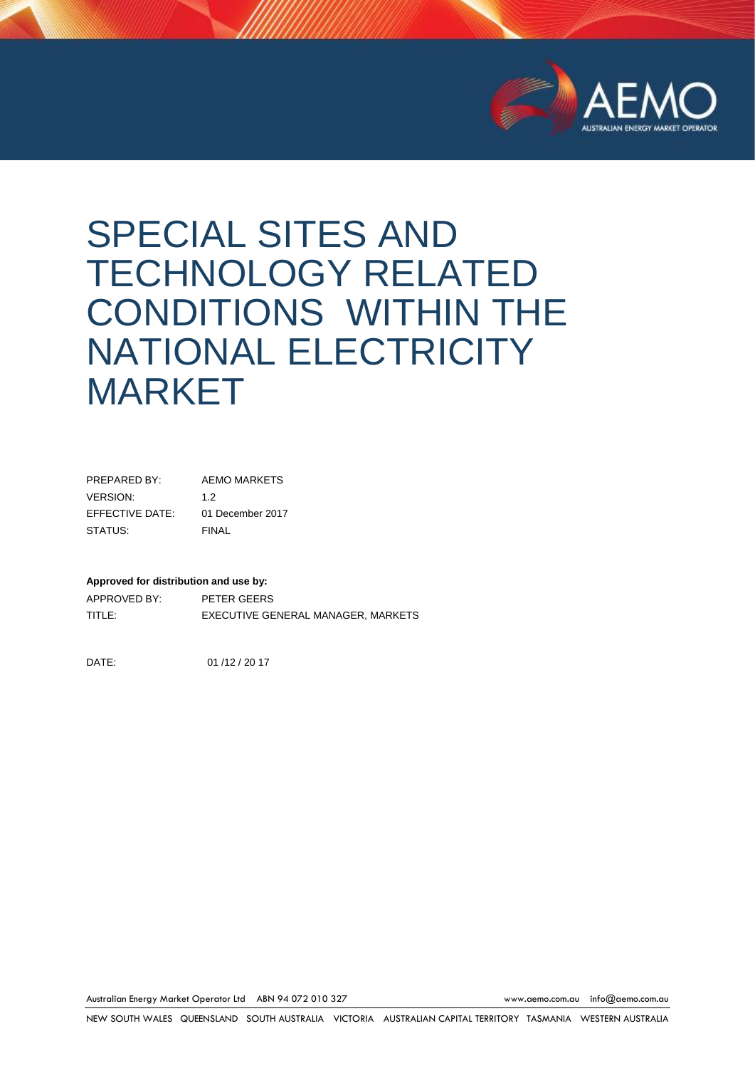# SPECIAL SITES AND TECHNOLOGY RELATED CONDITIONS WITHIN THE NATIONAL ELECTRICITY MARKET

| | |
|---|---|
| PREPARED BY: | AEMO MARKETS |
| VERSION: | 1.2 |
| EFFECTIVE DATE: | 01 December 2017 |
| STATUS: | FINAL |

**Approved for distribution and use by:**

| | |
|---|---|
| APPROVED BY: | PETER GEERS |
| TITLE: | EXECUTIVE GENERAL MANAGER, MARKETS |

DATE: 01 /12 / 20 17

Australian Energy Market Operator Ltd ABN 94 072 010 327 www.aemo.com.au info@aemo.com.au

NEW SOUTH WALES QUEENSLAND SOUTH AUSTRALIA VICTORIA AUSTRALIAN CAPITAL TERRITORY TASMANIA WESTERN AUSTRALIA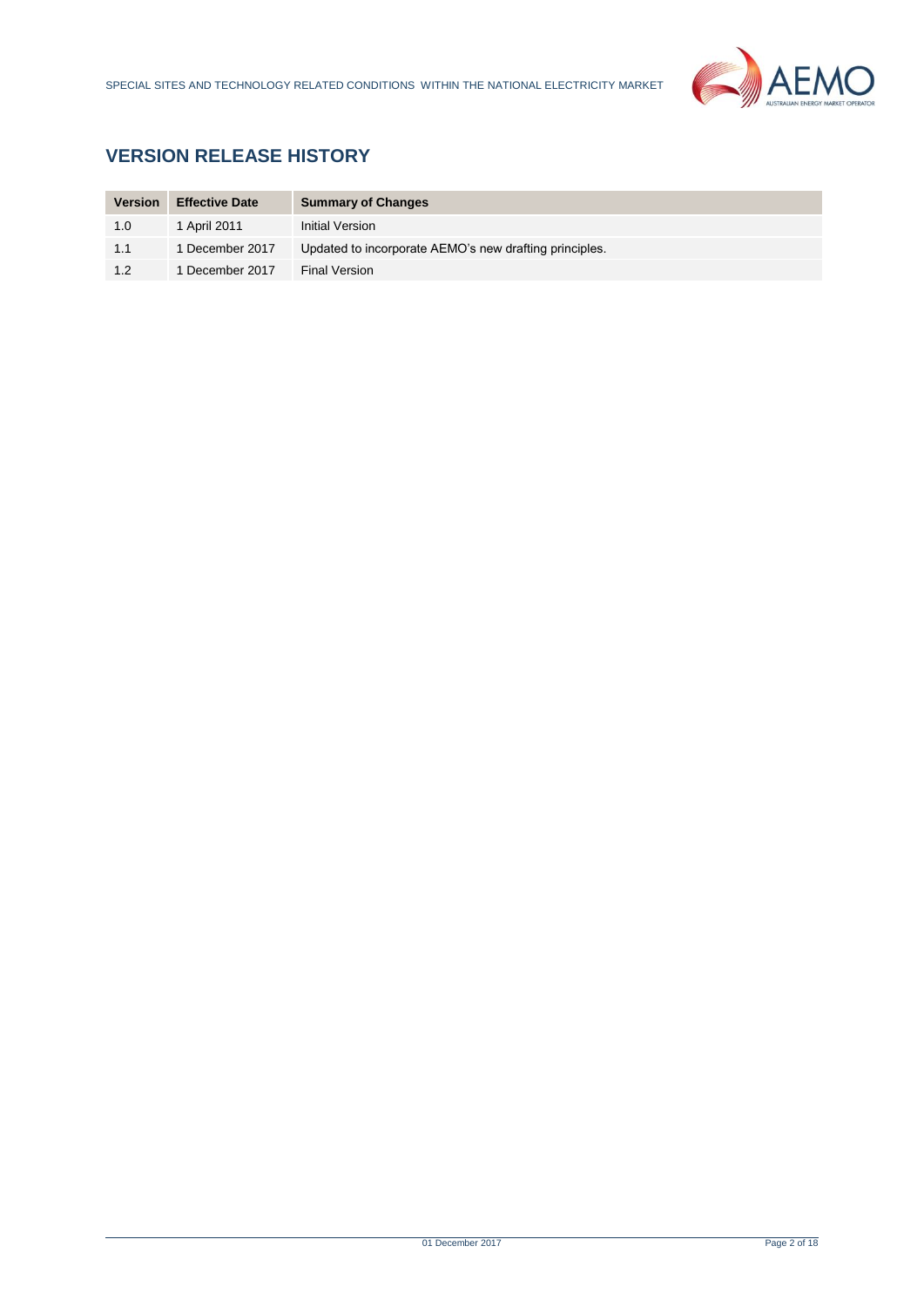## VERSION RELEASE HISTORY

| Version | Effective Date | Summary of Changes |
| --- | --- | --- |
| 1.0 | 1 April 2011 | Initial Version |
| 1.1 | 1 December 2017 | Updated to incorporate AEMO's new drafting principles. |
| 1.2 | 1 December 2017 | Final Version |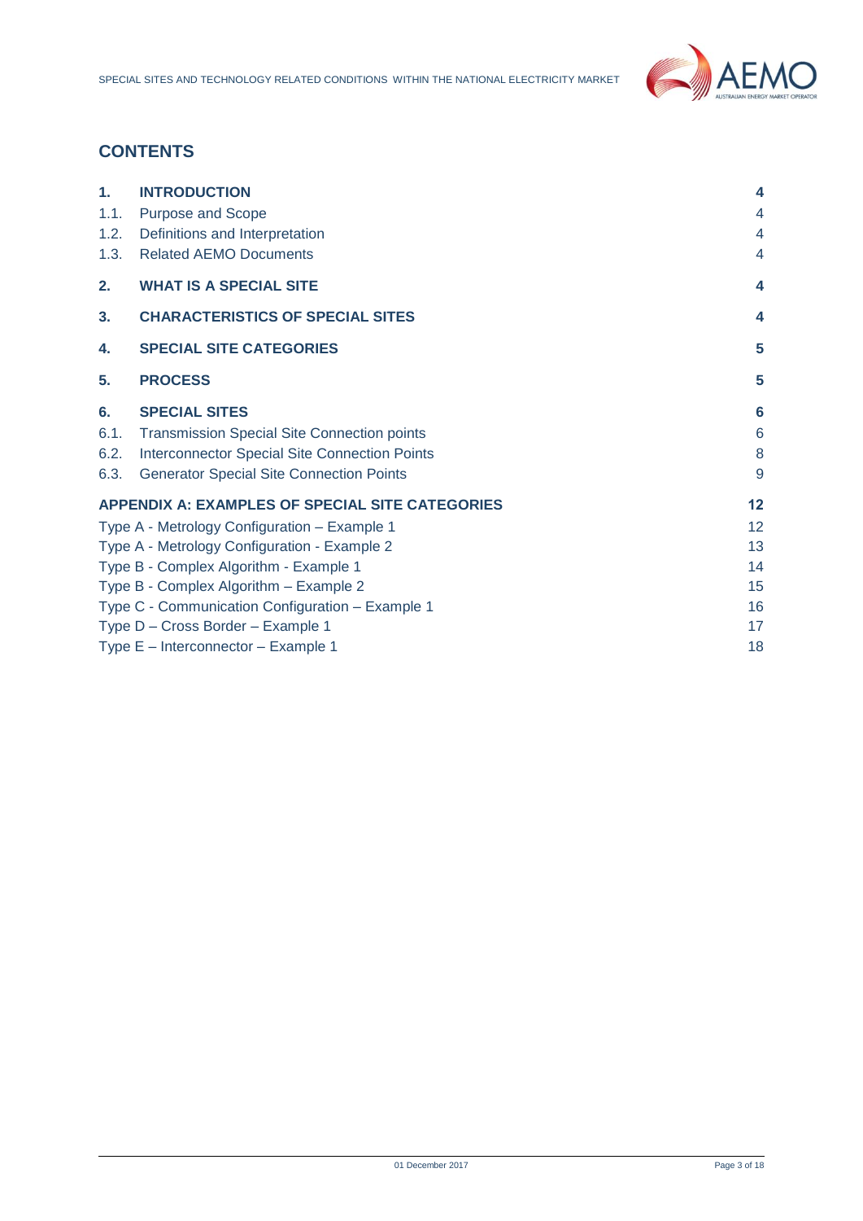## CONTENTS

| | | |
|---|---|---|
| **1.** | **INTRODUCTION** | **4** |
| 1.1. | Purpose and Scope | 4 |
| 1.2. | Definitions and Interpretation | 4 |
| 1.3. | Related AEMO Documents | 4 |
| **2.** | **WHAT IS A SPECIAL SITE** | **4** |
| **3.** | **CHARACTERISTICS OF SPECIAL SITES** | **4** |
| **4.** | **SPECIAL SITE CATEGORIES** | **5** |
| **5.** | **PROCESS** | **5** |
| **6.** | **SPECIAL SITES** | **6** |
| 6.1. | Transmission Special Site Connection points | 6 |
| 6.2. | Interconnector Special Site Connection Points | 8 |
| 6.3. | Generator Special Site Connection Points | 9 |
| **APPENDIX A: EXAMPLES OF SPECIAL SITE CATEGORIES** | | **12** |
| Type A - Metrology Configuration – Example 1 | | 12 |
| Type A - Metrology Configuration - Example 2 | | 13 |
| Type B - Complex Algorithm - Example 1 | | 14 |
| Type B - Complex Algorithm – Example 2 | | 15 |
| Type C - Communication Configuration – Example 1 | | 16 |
| Type D – Cross Border – Example 1 | | 17 |
| Type E – Interconnector – Example 1 | | 18 |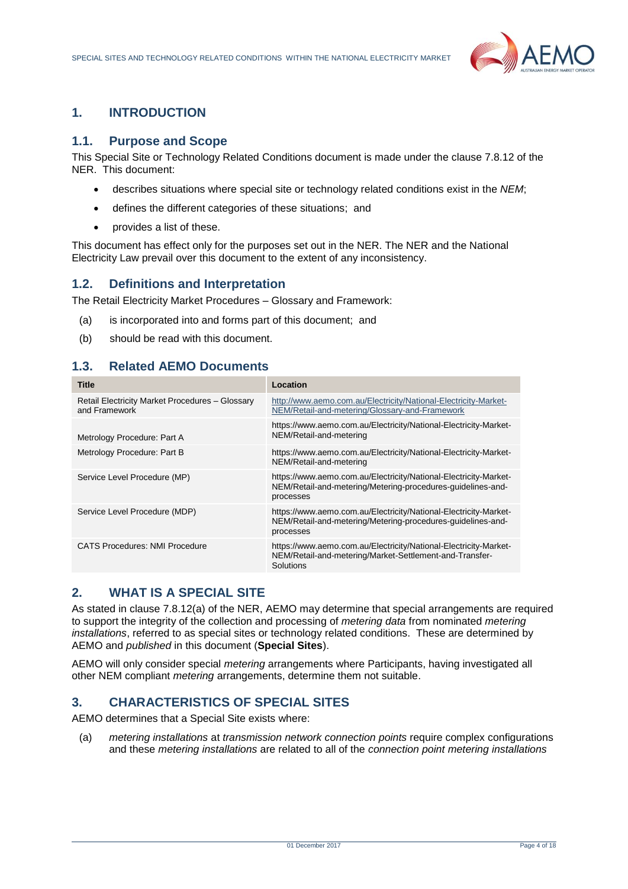## 1. INTRODUCTION

### 1.1. Purpose and Scope

This Special Site or Technology Related Conditions document is made under the clause 7.8.12 of the NER. This document:

- describes situations where special site or technology related conditions exist in the *NEM*;
- defines the different categories of these situations; and
- provides a list of these.

This document has effect only for the purposes set out in the NER. The NER and the National Electricity Law prevail over this document to the extent of any inconsistency.

### 1.2. Definitions and Interpretation

The Retail Electricity Market Procedures – Glossary and Framework:

(a) is incorporated into and forms part of this document; and

(b) should be read with this document.

### 1.3. Related AEMO Documents

| Title | Location |
|---|---|
| Retail Electricity Market Procedures – Glossary and Framework | http://www.aemo.com.au/Electricity/National-Electricity-Market-NEM/Retail-and-metering/Glossary-and-Framework |
| Metrology Procedure: Part A | https://www.aemo.com.au/Electricity/National-Electricity-Market-NEM/Retail-and-metering |
| Metrology Procedure: Part B | https://www.aemo.com.au/Electricity/National-Electricity-Market-NEM/Retail-and-metering |
| Service Level Procedure (MP) | https://www.aemo.com.au/Electricity/National-Electricity-Market-NEM/Retail-and-metering/Metering-procedures-guidelines-and-processes |
| Service Level Procedure (MDP) | https://www.aemo.com.au/Electricity/National-Electricity-Market-NEM/Retail-and-metering/Metering-procedures-guidelines-and-processes |
| CATS Procedures: NMI Procedure | https://www.aemo.com.au/Electricity/National-Electricity-Market-NEM/Retail-and-metering/Market-Settlement-and-Transfer-Solutions |

## 2. WHAT IS A SPECIAL SITE

As stated in clause 7.8.12(a) of the NER, AEMO may determine that special arrangements are required to support the integrity of the collection and processing of *metering data* from nominated *metering installations*, referred to as special sites or technology related conditions. These are determined by AEMO and *published* in this document (**Special Sites**).

AEMO will only consider special *metering* arrangements where Participants, having investigated all other NEM compliant *metering* arrangements, determine them not suitable.

## 3. CHARACTERISTICS OF SPECIAL SITES

AEMO determines that a Special Site exists where:

(a) *metering installations* at *transmission network connection points* require complex configurations and these *metering installations* are related to all of the *connection point metering installations*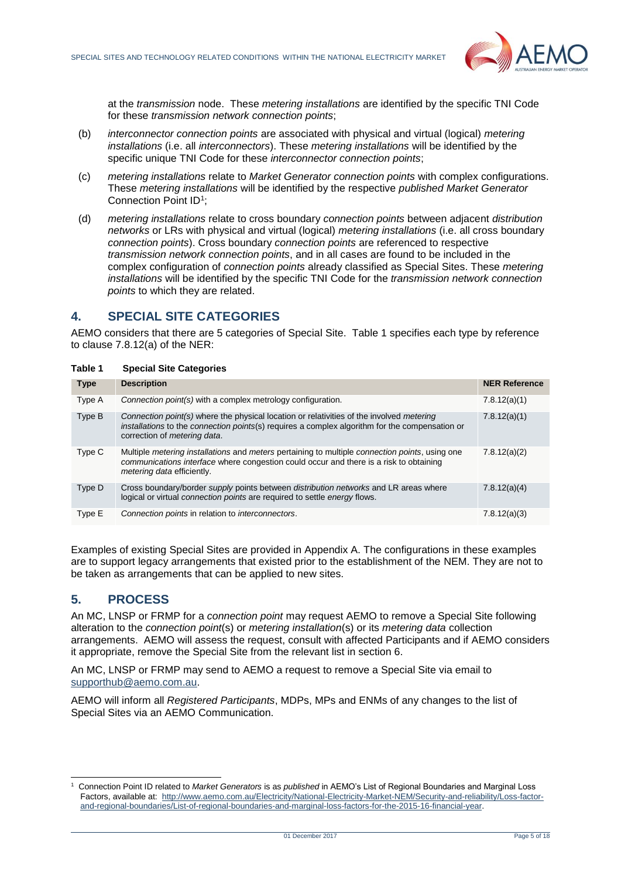at the *transmission* node. These *metering installations* are identified by the specific TNI Code for these *transmission network connection points*;

(b) *interconnector connection points* are associated with physical and virtual (logical) *metering installations* (i.e. all *interconnectors*). These *metering installations* will be identified by the specific unique TNI Code for these *interconnector connection points*;

(c) *metering installations* relate to *Market Generator connection points* with complex configurations. These *metering installations* will be identified by the respective *published Market Generator* Connection Point ID[1];

(d) *metering installations* relate to cross boundary *connection points* between adjacent *distribution networks* or LRs with physical and virtual (logical) *metering installations* (i.e. all cross boundary *connection points*). Cross boundary *connection points* are referenced to respective *transmission network connection points*, and in all cases are found to be included in the complex configuration of *connection points* already classified as Special Sites. These *metering installations* will be identified by the specific TNI Code for the *transmission network connection points* to which they are related.

## 4. SPECIAL SITE CATEGORIES

AEMO considers that there are 5 categories of Special Site. Table 1 specifies each type by reference to clause 7.8.12(a) of the NER:

**Table 1 Special Site Categories**

| Type | Description | NER Reference |
|---|---|---|
| Type A | *Connection point(s)* with a complex metrology configuration. | 7.8.12(a)(1) |
| Type B | *Connection point(s)* where the physical location or relativities of the involved *metering installations* to the *connection points*(s) requires a complex algorithm for the compensation or correction of *metering data*. | 7.8.12(a)(1) |
| Type C | Multiple *metering installations* and *meters* pertaining to multiple *connection points*, using one *communications interface* where congestion could occur and there is a risk to obtaining *metering data* efficiently. | 7.8.12(a)(2) |
| Type D | Cross boundary/border *supply* points between *distribution networks* and LR areas where logical or virtual *connection points* are required to settle *energy* flows. | 7.8.12(a)(4) |
| Type E | *Connection points* in relation to *interconnectors*. | 7.8.12(a)(3) |

Examples of existing Special Sites are provided in Appendix A. The configurations in these examples are to support legacy arrangements that existed prior to the establishment of the NEM. They are not to be taken as arrangements that can be applied to new sites.

## 5. PROCESS

An MC, LNSP or FRMP for a *connection point* may request AEMO to remove a Special Site following alteration to the *connection point*(s) or *metering installation*(s) or its *metering data* collection arrangements. AEMO will assess the request, consult with affected Participants and if AEMO considers it appropriate, remove the Special Site from the relevant list in section 6.

An MC, LNSP or FRMP may send to AEMO a request to remove a Special Site via email to supporthub@aemo.com.au.

AEMO will inform all *Registered Participants*, MDPs, MPs and ENMs of any changes to the list of Special Sites via an AEMO Communication.

---

[1] Connection Point ID related to *Market Generators* is as *published* in AEMO's List of Regional Boundaries and Marginal Loss Factors, available at: http://www.aemo.com.au/Electricity/National-Electricity-Market-NEM/Security-and-reliability/Loss-factor-and-regional-boundaries/List-of-regional-boundaries-and-marginal-loss-factors-for-the-2015-16-financial-year.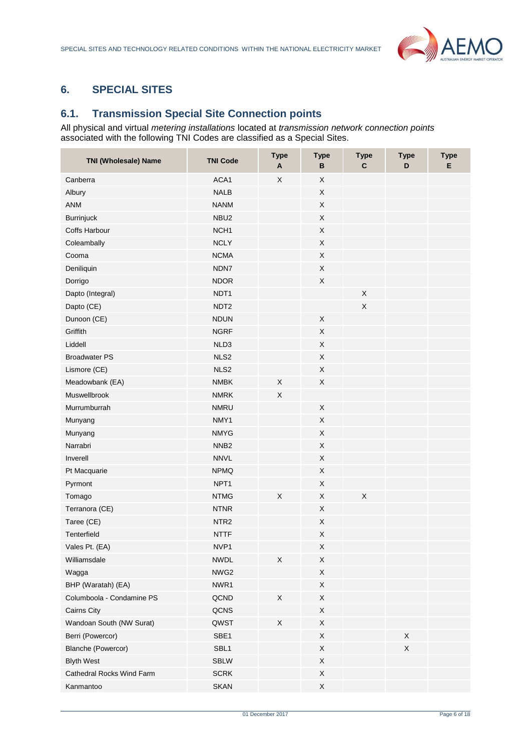## 6. SPECIAL SITES

### 6.1. Transmission Special Site Connection points

All physical and virtual *metering installations* located at *transmission network connection points* associated with the following TNI Codes are classified as a Special Sites.

| TNI (Wholesale) Name | TNI Code | Type A | Type B | Type C | Type D | Type E |
|---|---|---|---|---|---|---|
| Canberra | ACA1 | X | X | | | |
| Albury | NALB | | X | | | |
| ANM | NANM | | X | | | |
| Burrinjuck | NBU2 | | X | | | |
| Coffs Harbour | NCH1 | | X | | | |
| Coleambally | NCLY | | X | | | |
| Cooma | NCMA | | X | | | |
| Deniliquin | NDN7 | | X | | | |
| Dorrigo | NDOR | | X | | | |
| Dapto (Integral) | NDT1 | | | X | | |
| Dapto (CE) | NDT2 | | | X | | |
| Dunoon (CE) | NDUN | | X | | | |
| Griffith | NGRF | | X | | | |
| Liddell | NLD3 | | X | | | |
| Broadwater PS | NLS2 | | X | | | |
| Lismore (CE) | NLS2 | | X | | | |
| Meadowbank (EA) | NMBK | X | X | | | |
| Muswellbrook | NMRK | X | | | | |
| Murrumburrah | NMRU | | X | | | |
| Munyang | NMY1 | | X | | | |
| Munyang | NMYG | | X | | | |
| Narrabri | NNB2 | | X | | | |
| Inverell | NNVL | | X | | | |
| Pt Macquarie | NPMQ | | X | | | |
| Pyrmont | NPT1 | | X | | | |
| Tomago | NTMG | X | X | X | | |
| Terranora (CE) | NTNR | | X | | | |
| Taree (CE) | NTR2 | | X | | | |
| Tenterfield | NTTF | | X | | | |
| Vales Pt. (EA) | NVP1 | | X | | | |
| Williamsdale | NWDL | X | X | | | |
| Wagga | NWG2 | | X | | | |
| BHP (Waratah) (EA) | NWR1 | | X | | | |
| Columboola - Condamine PS | QCND | X | X | | | |
| Cairns City | QCNS | | X | | | |
| Wandoan South (NW Surat) | QWST | X | X | | | |
| Berri (Powercor) | SBE1 | | X | | X | |
| Blanche (Powercor) | SBL1 | | X | | X | |
| Blyth West | SBLW | | X | | | |
| Cathedral Rocks Wind Farm | SCRK | | X | | | |
| Kanmantoo | SKAN | | X | | | |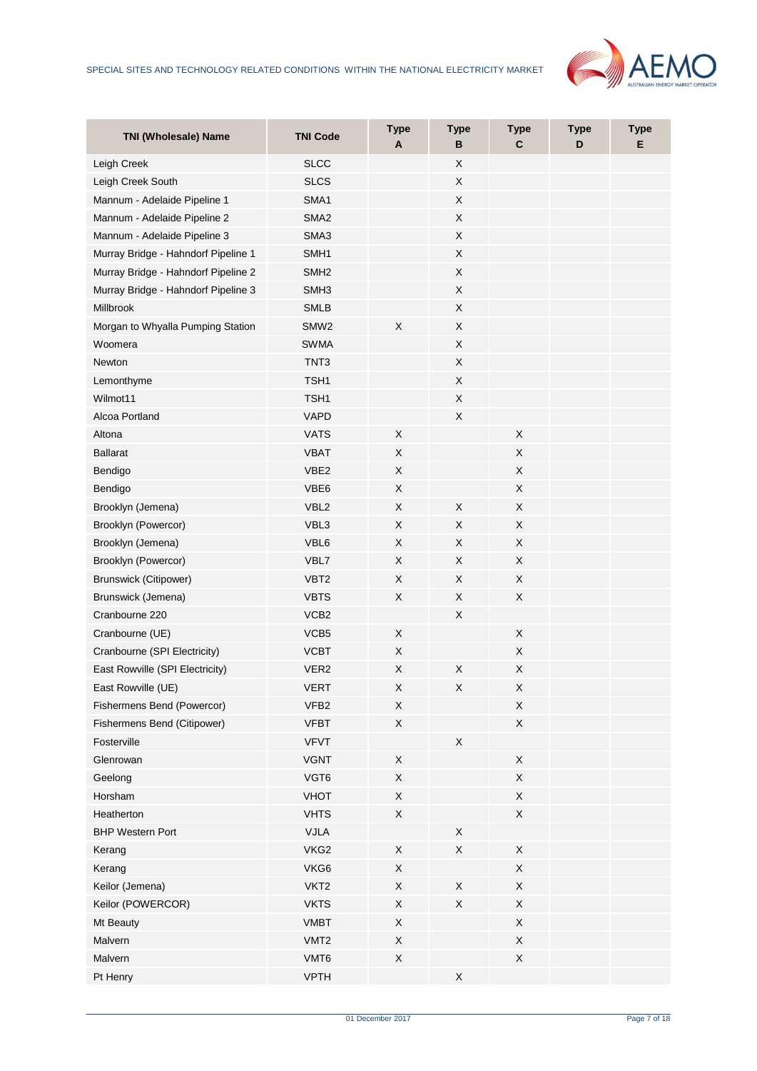| TNI (Wholesale) Name | TNI Code | Type A | Type B | Type C | Type D | Type E |
|---|---|---|---|---|---|---|
| Leigh Creek | SLCC | | X | | | |
| Leigh Creek South | SLCS | | X | | | |
| Mannum - Adelaide Pipeline 1 | SMA1 | | X | | | |
| Mannum - Adelaide Pipeline 2 | SMA2 | | X | | | |
| Mannum - Adelaide Pipeline 3 | SMA3 | | X | | | |
| Murray Bridge - Hahndorf Pipeline 1 | SMH1 | | X | | | |
| Murray Bridge - Hahndorf Pipeline 2 | SMH2 | | X | | | |
| Murray Bridge - Hahndorf Pipeline 3 | SMH3 | | X | | | |
| Millbrook | SMLB | | X | | | |
| Morgan to Whyalla Pumping Station | SMW2 | X | X | | | |
| Woomera | SWMA | | X | | | |
| Newton | TNT3 | | X | | | |
| Lemonthyme | TSH1 | | X | | | |
| Wilmot11 | TSH1 | | X | | | |
| Alcoa Portland | VAPD | | X | | | |
| Altona | VATS | X | | X | | |
| Ballarat | VBAT | X | | X | | |
| Bendigo | VBE2 | X | | X | | |
| Bendigo | VBE6 | X | | X | | |
| Brooklyn (Jemena) | VBL2 | X | X | X | | |
| Brooklyn (Powercor) | VBL3 | X | X | X | | |
| Brooklyn (Jemena) | VBL6 | X | X | X | | |
| Brooklyn (Powercor) | VBL7 | X | X | X | | |
| Brunswick (Citipower) | VBT2 | X | X | X | | |
| Brunswick (Jemena) | VBTS | X | X | X | | |
| Cranbourne 220 | VCB2 | | X | | | |
| Cranbourne (UE) | VCB5 | X | | X | | |
| Cranbourne (SPI Electricity) | VCBT | X | | X | | |
| East Rowville (SPI Electricity) | VER2 | X | X | X | | |
| East Rowville (UE) | VERT | X | X | X | | |
| Fishermens Bend (Powercor) | VFB2 | X | | X | | |
| Fishermens Bend (Citipower) | VFBT | X | | X | | |
| Fosterville | VFVT | | X | | | |
| Glenrowan | VGNT | X | | X | | |
| Geelong | VGT6 | X | | X | | |
| Horsham | VHOT | X | | X | | |
| Heatherton | VHTS | X | | X | | |
| BHP Western Port | VJLA | | X | | | |
| Kerang | VKG2 | X | X | X | | |
| Kerang | VKG6 | X | | X | | |
| Keilor (Jemena) | VKT2 | X | X | X | | |
| Keilor (POWERCOR) | VKTS | X | X | X | | |
| Mt Beauty | VMBT | X | | X | | |
| Malvern | VMT2 | X | | X | | |
| Malvern | VMT6 | X | | X | | |
| Pt Henry | VPTH | | X | | | |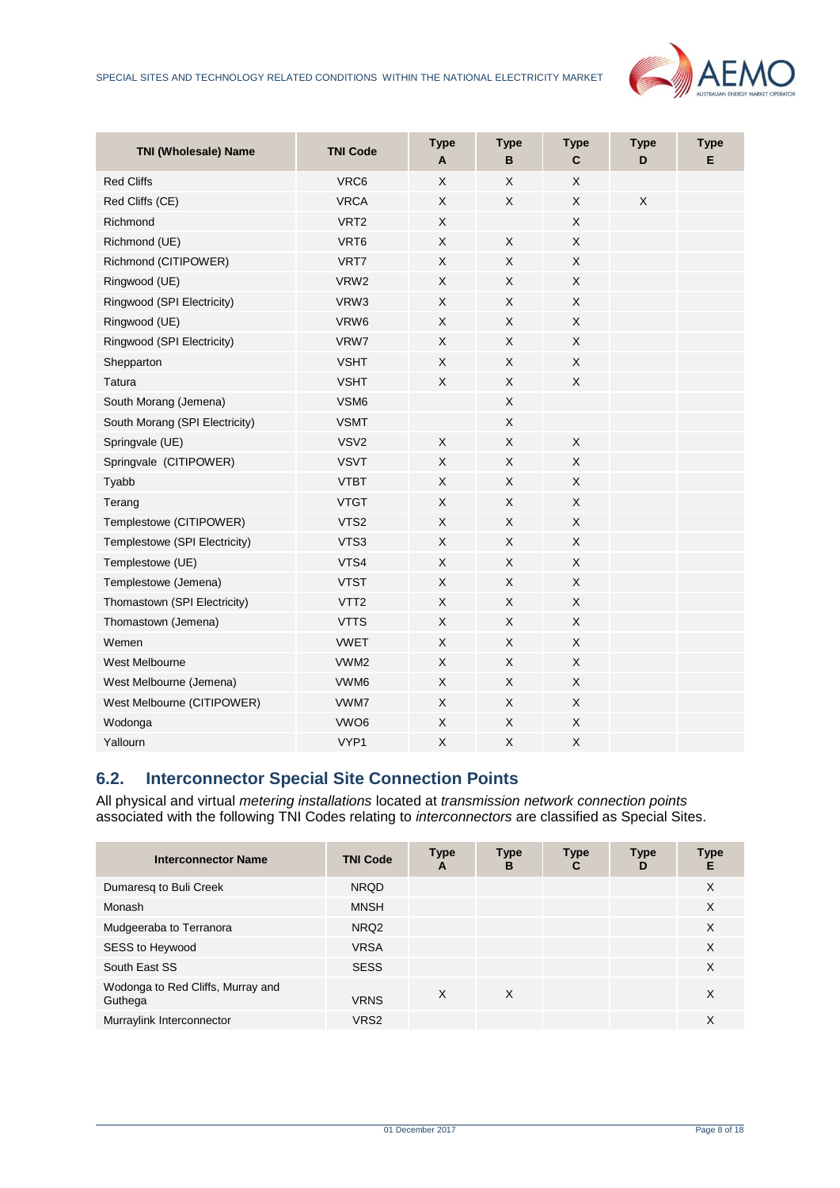| TNI (Wholesale) Name | TNI Code | Type A | Type B | Type C | Type D | Type E |
|---|---|---|---|---|---|---|
| Red Cliffs | VRC6 | X | X | X | | |
| Red Cliffs (CE) | VRCA | X | X | X | X | |
| Richmond | VRT2 | X | | X | | |
| Richmond (UE) | VRT6 | X | X | X | | |
| Richmond (CITIPOWER) | VRT7 | X | X | X | | |
| Ringwood (UE) | VRW2 | X | X | X | | |
| Ringwood (SPI Electricity) | VRW3 | X | X | X | | |
| Ringwood (UE) | VRW6 | X | X | X | | |
| Ringwood (SPI Electricity) | VRW7 | X | X | X | | |
| Shepparton | VSHT | X | X | X | | |
| Tatura | VSHT | X | X | X | | |
| South Morang (Jemena) | VSM6 | | X | | | |
| South Morang (SPI Electricity) | VSMT | | X | | | |
| Springvale (UE) | VSV2 | X | X | X | | |
| Springvale (CITIPOWER) | VSVT | X | X | X | | |
| Tyabb | VTBT | X | X | X | | |
| Terang | VTGT | X | X | X | | |
| Templestowe (CITIPOWER) | VTS2 | X | X | X | | |
| Templestowe (SPI Electricity) | VTS3 | X | X | X | | |
| Templestowe (UE) | VTS4 | X | X | X | | |
| Templestowe (Jemena) | VTST | X | X | X | | |
| Thomastown (SPI Electricity) | VTT2 | X | X | X | | |
| Thomastown (Jemena) | VTTS | X | X | X | | |
| Wemen | VWET | X | X | X | | |
| West Melbourne | VWM2 | X | X | X | | |
| West Melbourne (Jemena) | VWM6 | X | X | X | | |
| West Melbourne (CITIPOWER) | VWM7 | X | X | X | | |
| Wodonga | VWO6 | X | X | X | | |
| Yallourn | VYP1 | X | X | X | | |

## 6.2. Interconnector Special Site Connection Points

All physical and virtual *metering installations* located at *transmission network connection points* associated with the following TNI Codes relating to *interconnectors* are classified as Special Sites.

| Interconnector Name | TNI Code | Type A | Type B | Type C | Type D | Type E |
|---|---|---|---|---|---|---|
| Dumaresq to Buli Creek | NRQD | | | | | X |
| Monash | MNSH | | | | | X |
| Mudgeeraba to Terranora | NRQ2 | | | | | X |
| SESS to Heywood | VRSA | | | | | X |
| South East SS | SESS | | | | | X |
| Wodonga to Red Cliffs, Murray and Guthega | VRNS | X | X | | | X |
| Murraylink Interconnector | VRS2 | | | | | X |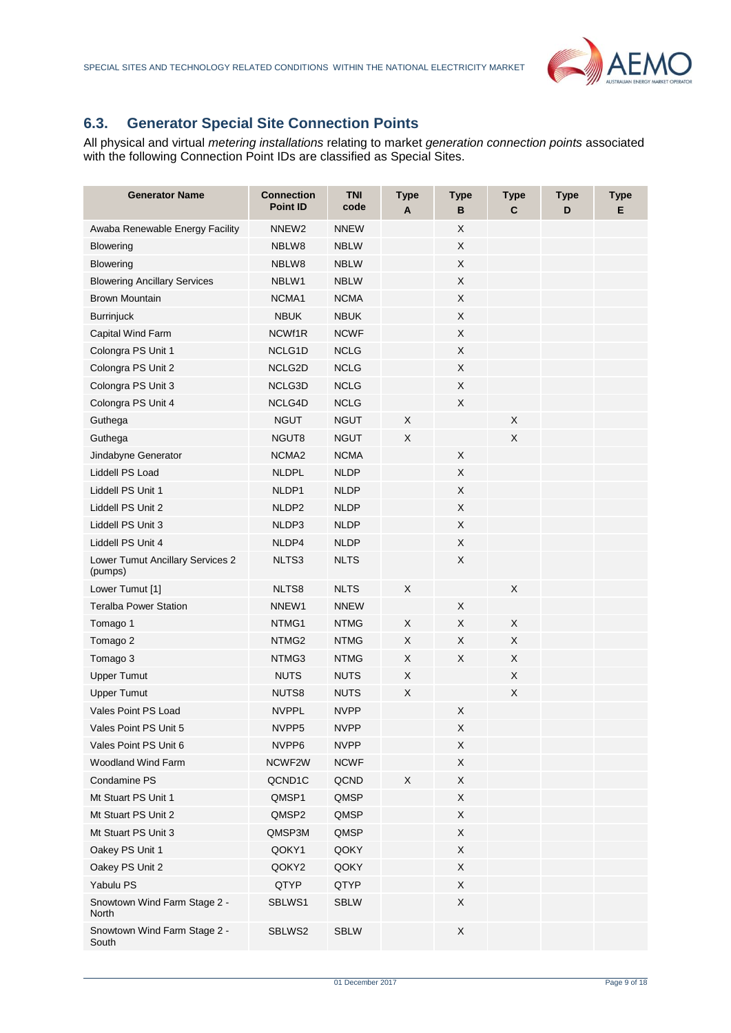## 6.3. Generator Special Site Connection Points

All physical and virtual *metering installations* relating to market *generation connection points* associated with the following Connection Point IDs are classified as Special Sites.

| Generator Name | Connection Point ID | TNI code | Type A | Type B | Type C | Type D | Type E |
|---|---|---|---|---|---|---|---|
| Awaba Renewable Energy Facility | NNEW2 | NNEW | | X | | | |
| Blowering | NBLW8 | NBLW | | X | | | |
| Blowering | NBLW8 | NBLW | | X | | | |
| Blowering Ancillary Services | NBLW1 | NBLW | | X | | | |
| Brown Mountain | NCMA1 | NCMA | | X | | | |
| Burrinjuck | NBUK | NBUK | | X | | | |
| Capital Wind Farm | NCWf1R | NCWF | | X | | | |
| Colongra PS Unit 1 | NCLG1D | NCLG | | X | | | |
| Colongra PS Unit 2 | NCLG2D | NCLG | | X | | | |
| Colongra PS Unit 3 | NCLG3D | NCLG | | X | | | |
| Colongra PS Unit 4 | NCLG4D | NCLG | | X | | | |
| Guthega | NGUT | NGUT | X | | X | | |
| Guthega | NGUT8 | NGUT | X | | X | | |
| Jindabyne Generator | NCMA2 | NCMA | | X | | | |
| Liddell PS Load | NLDPL | NLDP | | X | | | |
| Liddell PS Unit 1 | NLDP1 | NLDP | | X | | | |
| Liddell PS Unit 2 | NLDP2 | NLDP | | X | | | |
| Liddell PS Unit 3 | NLDP3 | NLDP | | X | | | |
| Liddell PS Unit 4 | NLDP4 | NLDP | | X | | | |
| Lower Tumut Ancillary Services 2 (pumps) | NLTS3 | NLTS | | X | | | |
| Lower Tumut [1] | NLTS8 | NLTS | X | | X | | |
| Teralba Power Station | NNEW1 | NNEW | | X | | | |
| Tomago 1 | NTMG1 | NTMG | X | X | X | | |
| Tomago 2 | NTMG2 | NTMG | X | X | X | | |
| Tomago 3 | NTMG3 | NTMG | X | X | X | | |
| Upper Tumut | NUTS | NUTS | X | | X | | |
| Upper Tumut | NUTS8 | NUTS | X | | X | | |
| Vales Point PS Load | NVPPL | NVPP | | X | | | |
| Vales Point PS Unit 5 | NVPP5 | NVPP | | X | | | |
| Vales Point PS Unit 6 | NVPP6 | NVPP | | X | | | |
| Woodland Wind Farm | NCWF2W | NCWF | | X | | | |
| Condamine PS | QCND1C | QCND | X | X | | | |
| Mt Stuart PS Unit 1 | QMSP1 | QMSP | | X | | | |
| Mt Stuart PS Unit 2 | QMSP2 | QMSP | | X | | | |
| Mt Stuart PS Unit 3 | QMSP3M | QMSP | | X | | | |
| Oakey PS Unit 1 | QOKY1 | QOKY | | X | | | |
| Oakey PS Unit 2 | QOKY2 | QOKY | | X | | | |
| Yabulu PS | QTYP | QTYP | | X | | | |
| Snowtown Wind Farm Stage 2 - North | SBLWS1 | SBLW | | X | | | |
| Snowtown Wind Farm Stage 2 - South | SBLWS2 | SBLW | | X | | | |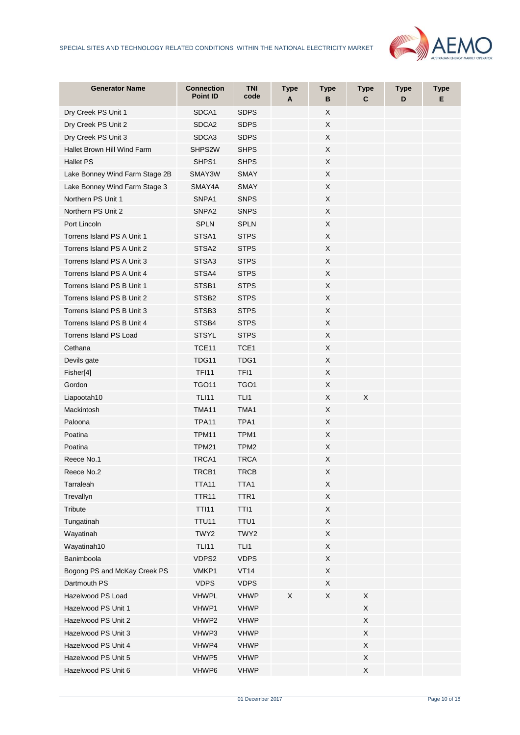| Generator Name | Connection Point ID | TNI code | Type A | Type B | Type C | Type D | Type E |
|---|---|---|---|---|---|---|---|
| Dry Creek PS Unit 1 | SDCA1 | SDPS | | X | | | |
| Dry Creek PS Unit 2 | SDCA2 | SDPS | | X | | | |
| Dry Creek PS Unit 3 | SDCA3 | SDPS | | X | | | |
| Hallet Brown Hill Wind Farm | SHPS2W | SHPS | | X | | | |
| Hallet PS | SHPS1 | SHPS | | X | | | |
| Lake Bonney Wind Farm Stage 2B | SMAY3W | SMAY | | X | | | |
| Lake Bonney Wind Farm Stage 3 | SMAY4A | SMAY | | X | | | |
| Northern PS Unit 1 | SNPA1 | SNPS | | X | | | |
| Northern PS Unit 2 | SNPA2 | SNPS | | X | | | |
| Port Lincoln | SPLN | SPLN | | X | | | |
| Torrens Island PS A Unit 1 | STSA1 | STPS | | X | | | |
| Torrens Island PS A Unit 2 | STSA2 | STPS | | X | | | |
| Torrens Island PS A Unit 3 | STSA3 | STPS | | X | | | |
| Torrens Island PS A Unit 4 | STSA4 | STPS | | X | | | |
| Torrens Island PS B Unit 1 | STSB1 | STPS | | X | | | |
| Torrens Island PS B Unit 2 | STSB2 | STPS | | X | | | |
| Torrens Island PS B Unit 3 | STSB3 | STPS | | X | | | |
| Torrens Island PS B Unit 4 | STSB4 | STPS | | X | | | |
| Torrens Island PS Load | STSYL | STPS | | X | | | |
| Cethana | TCE11 | TCE1 | | X | | | |
| Devils gate | TDG11 | TDG1 | | X | | | |
| Fisher[4] | TFI11 | TFI1 | | X | | | |
| Gordon | TGO11 | TGO1 | | X | | | |
| Liapootah10 | TLI11 | TLI1 | | X | X | | |
| Mackintosh | TMA11 | TMA1 | | X | | | |
| Paloona | TPA11 | TPA1 | | X | | | |
| Poatina | TPM11 | TPM1 | | X | | | |
| Poatina | TPM21 | TPM2 | | X | | | |
| Reece No.1 | TRCA1 | TRCA | | X | | | |
| Reece No.2 | TRCB1 | TRCB | | X | | | |
| Tarraleah | TTA11 | TTA1 | | X | | | |
| Trevallyn | TTR11 | TTR1 | | X | | | |
| Tribute | TTI11 | TTI1 | | X | | | |
| Tungatinah | TTU11 | TTU1 | | X | | | |
| Wayatinah | TWY2 | TWY2 | | X | | | |
| Wayatinah10 | TLI11 | TLI1 | | X | | | |
| Banimboola | VDPS2 | VDPS | | X | | | |
| Bogong PS and McKay Creek PS | VMKP1 | VT14 | | X | | | |
| Dartmouth PS | VDPS | VDPS | | X | | | |
| Hazelwood PS Load | VHWPL | VHWP | X | X | X | | |
| Hazelwood PS Unit 1 | VHWP1 | VHWP | | | X | | |
| Hazelwood PS Unit 2 | VHWP2 | VHWP | | | X | | |
| Hazelwood PS Unit 3 | VHWP3 | VHWP | | | X | | |
| Hazelwood PS Unit 4 | VHWP4 | VHWP | | | X | | |
| Hazelwood PS Unit 5 | VHWP5 | VHWP | | | X | | |
| Hazelwood PS Unit 6 | VHWP6 | VHWP | | | X | | |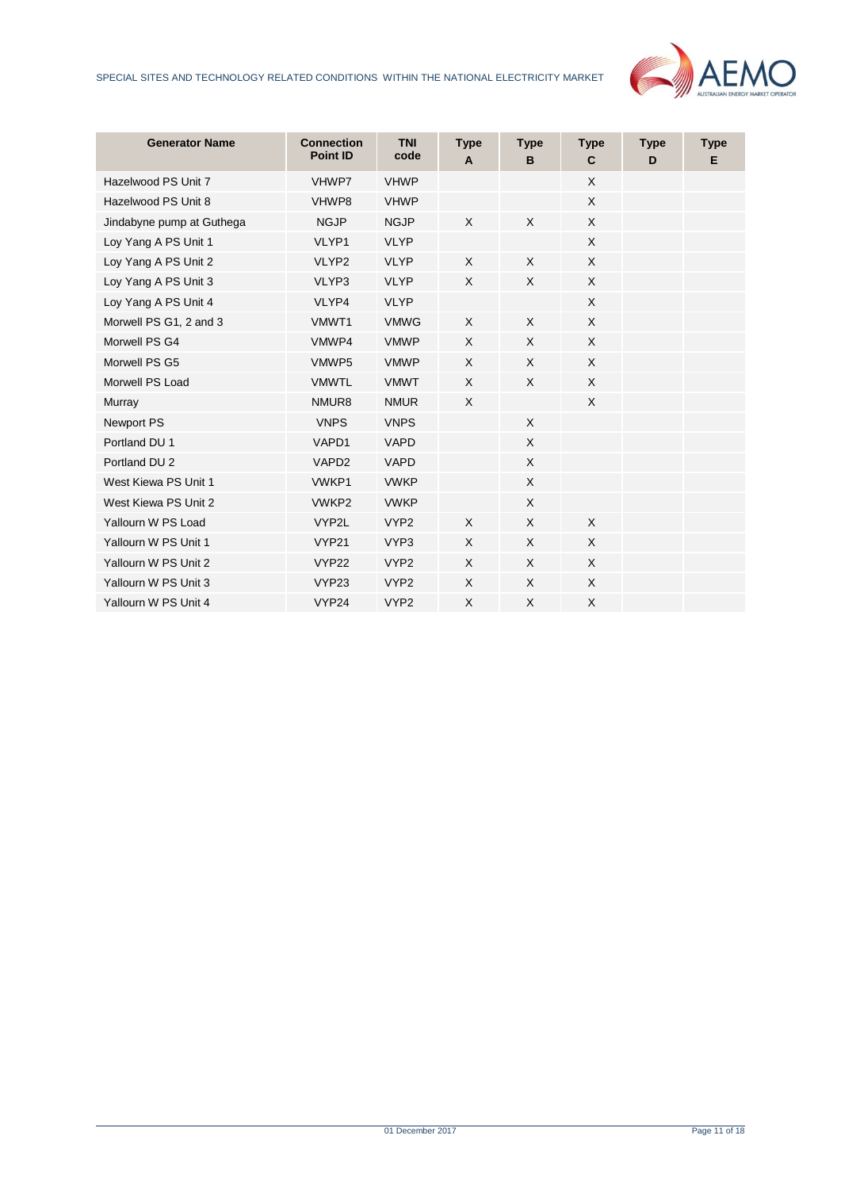| Generator Name | Connection Point ID | TNI code | Type A | Type B | Type C | Type D | Type E |
|---|---|---|---|---|---|---|---|
| Hazelwood PS Unit 7 | VHWP7 | VHWP | | | X | | |
| Hazelwood PS Unit 8 | VHWP8 | VHWP | | | X | | |
| Jindabyne pump at Guthega | NGJP | NGJP | X | X | X | | |
| Loy Yang A PS Unit 1 | VLYP1 | VLYP | | | X | | |
| Loy Yang A PS Unit 2 | VLYP2 | VLYP | X | X | X | | |
| Loy Yang A PS Unit 3 | VLYP3 | VLYP | X | X | X | | |
| Loy Yang A PS Unit 4 | VLYP4 | VLYP | | | X | | |
| Morwell PS G1, 2 and 3 | VMWT1 | VMWG | X | X | X | | |
| Morwell PS G4 | VMWP4 | VMWP | X | X | X | | |
| Morwell PS G5 | VMWP5 | VMWP | X | X | X | | |
| Morwell PS Load | VMWTL | VMWT | X | X | X | | |
| Murray | NMUR8 | NMUR | X | | X | | |
| Newport PS | VNPS | VNPS | | X | | | |
| Portland DU 1 | VAPD1 | VAPD | | X | | | |
| Portland DU 2 | VAPD2 | VAPD | | X | | | |
| West Kiewa PS Unit 1 | VWKP1 | VWKP | | X | | | |
| West Kiewa PS Unit 2 | VWKP2 | VWKP | | X | | | |
| Yallourn W PS Load | VYP2L | VYP2 | X | X | X | | |
| Yallourn W PS Unit 1 | VYP21 | VYP3 | X | X | X | | |
| Yallourn W PS Unit 2 | VYP22 | VYP2 | X | X | X | | |
| Yallourn W PS Unit 3 | VYP23 | VYP2 | X | X | X | | |
| Yallourn W PS Unit 4 | VYP24 | VYP2 | X | X | X | | |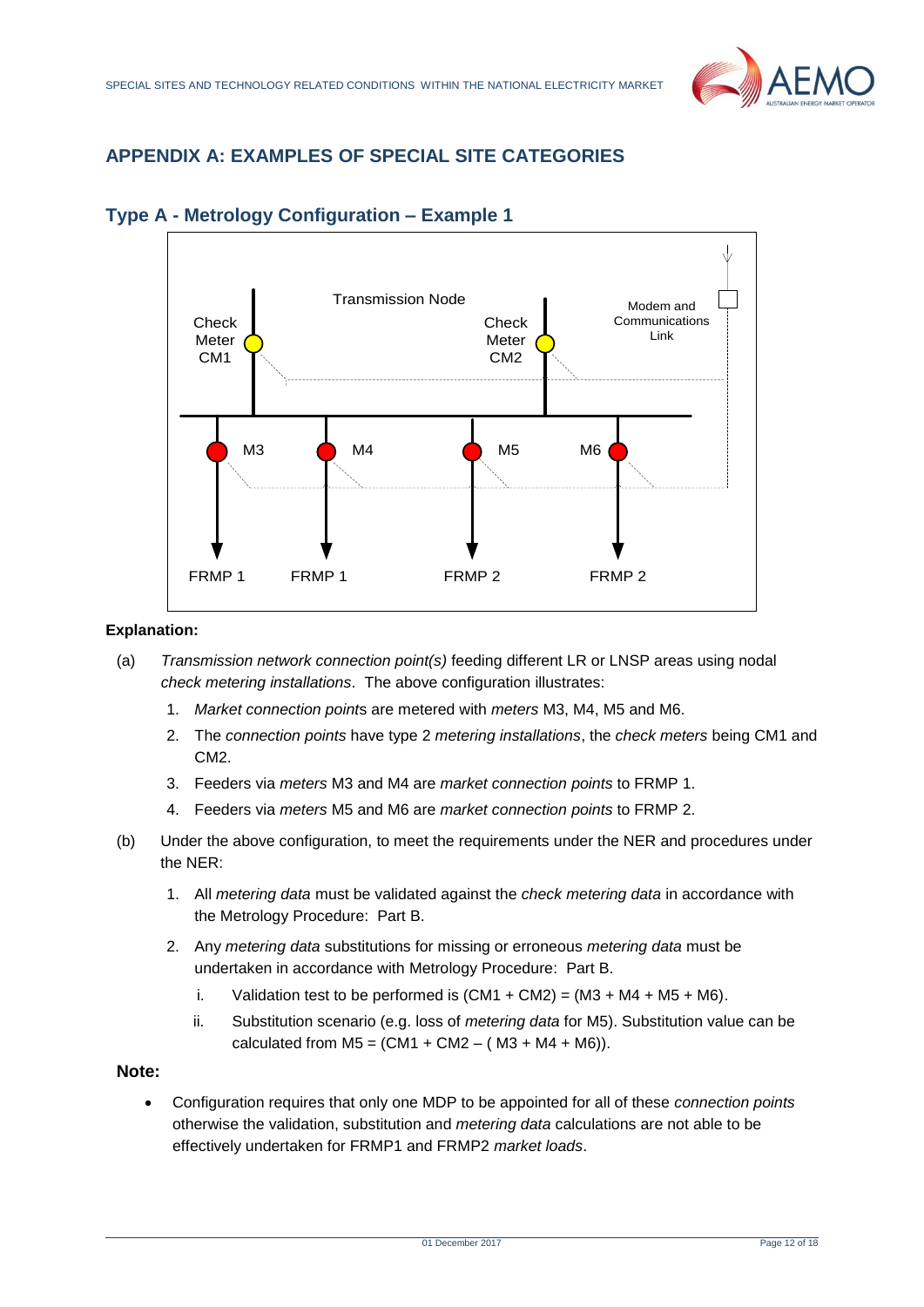# APPENDIX A: EXAMPLES OF SPECIAL SITE CATEGORIES

## Type A - Metrology Configuration – Example 1

**Explanation:**

(a) *Transmission network connection point(s)* feeding different LR or LNSP areas using nodal *check metering installations*. The above configuration illustrates:

1. *Market connection point*s are metered with *meters* M3, M4, M5 and M6.
2. The *connection points* have type 2 *metering installations*, the *check meters* being CM1 and CM2.
3. Feeders via *meters* M3 and M4 are *market connection points* to FRMP 1.
4. Feeders via *meters* M5 and M6 are *market connection points* to FRMP 2.

(b) Under the above configuration, to meet the requirements under the NER and procedures under the NER:

1. All *metering data* must be validated against the *check metering data* in accordance with the Metrology Procedure: Part B.
2. Any *metering data* substitutions for missing or erroneous *metering data* must be undertaken in accordance with Metrology Procedure: Part B.
   1. Validation test to be performed is (CM1 + CM2) = (M3 + M4 + M5 + M6).
   2. Substitution scenario (e.g. loss of *metering data* for M5). Substitution value can be calculated from M5 = (CM1 + CM2 – ( M3 + M4 + M6)).

**Note:**

- Configuration requires that only one MDP to be appointed for all of these *connection points* otherwise the validation, substitution and *metering data* calculations are not able to be effectively undertaken for FRMP1 and FRMP2 *market loads*.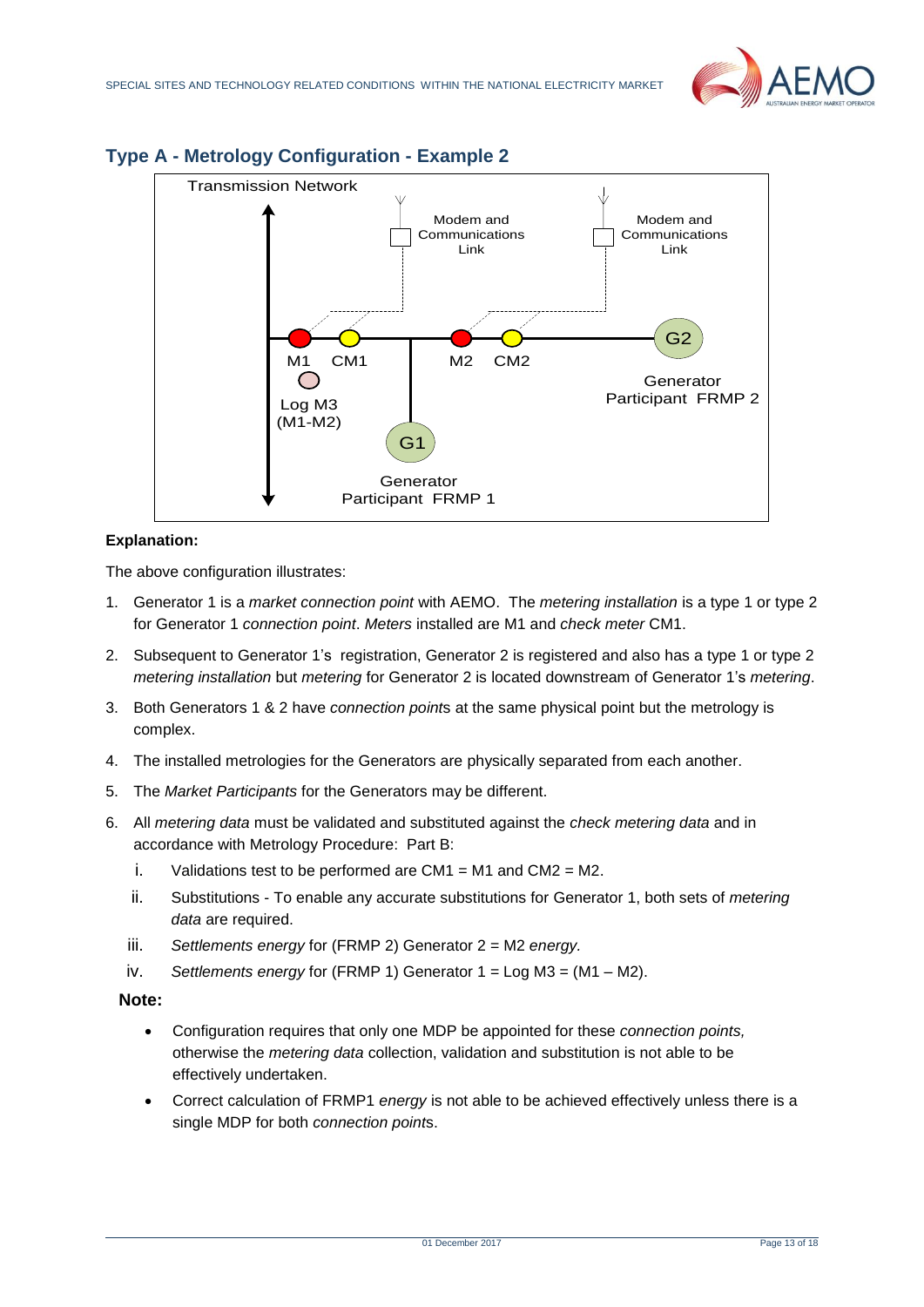## Type A - Metrology Configuration - Example 2

Transmission Network

Modem and Communications Link

Modem and Communications Link

M1 CM1 M2 CM2 G2

Log M3 (M1-M2)

Generator Participant FRMP 2

G1

Generator Participant FRMP 1

**Explanation:**

The above configuration illustrates:

1. Generator 1 is a *market connection point* with AEMO. The *metering installation* is a type 1 or type 2 for Generator 1 *connection point*. *Meters* installed are M1 and *check meter* CM1.
2. Subsequent to Generator 1's registration, Generator 2 is registered and also has a type 1 or type 2 *metering installation* but *metering* for Generator 2 is located downstream of Generator 1's *metering*.
3. Both Generators 1 & 2 have *connection point*s at the same physical point but the metrology is complex.
4. The installed metrologies for the Generators are physically separated from each another.
5. The *Market Participants* for the Generators may be different.
6. All *metering data* must be validated and substituted against the *check metering data* and in accordance with Metrology Procedure: Part B:
   i. Validations test to be performed are CM1 = M1 and CM2 = M2.
   ii. Substitutions - To enable any accurate substitutions for Generator 1, both sets of *metering data* are required.
   iii. *Settlements energy* for (FRMP 2) Generator 2 = M2 *energy.*
   iv. *Settlements energy* for (FRMP 1) Generator 1 = Log M3 = (M1 – M2).

**Note:**

- Configuration requires that only one MDP be appointed for these *connection points,* otherwise the *metering data* collection, validation and substitution is not able to be effectively undertaken.
- Correct calculation of FRMP1 *energy* is not able to be achieved effectively unless there is a single MDP for both *connection point*s.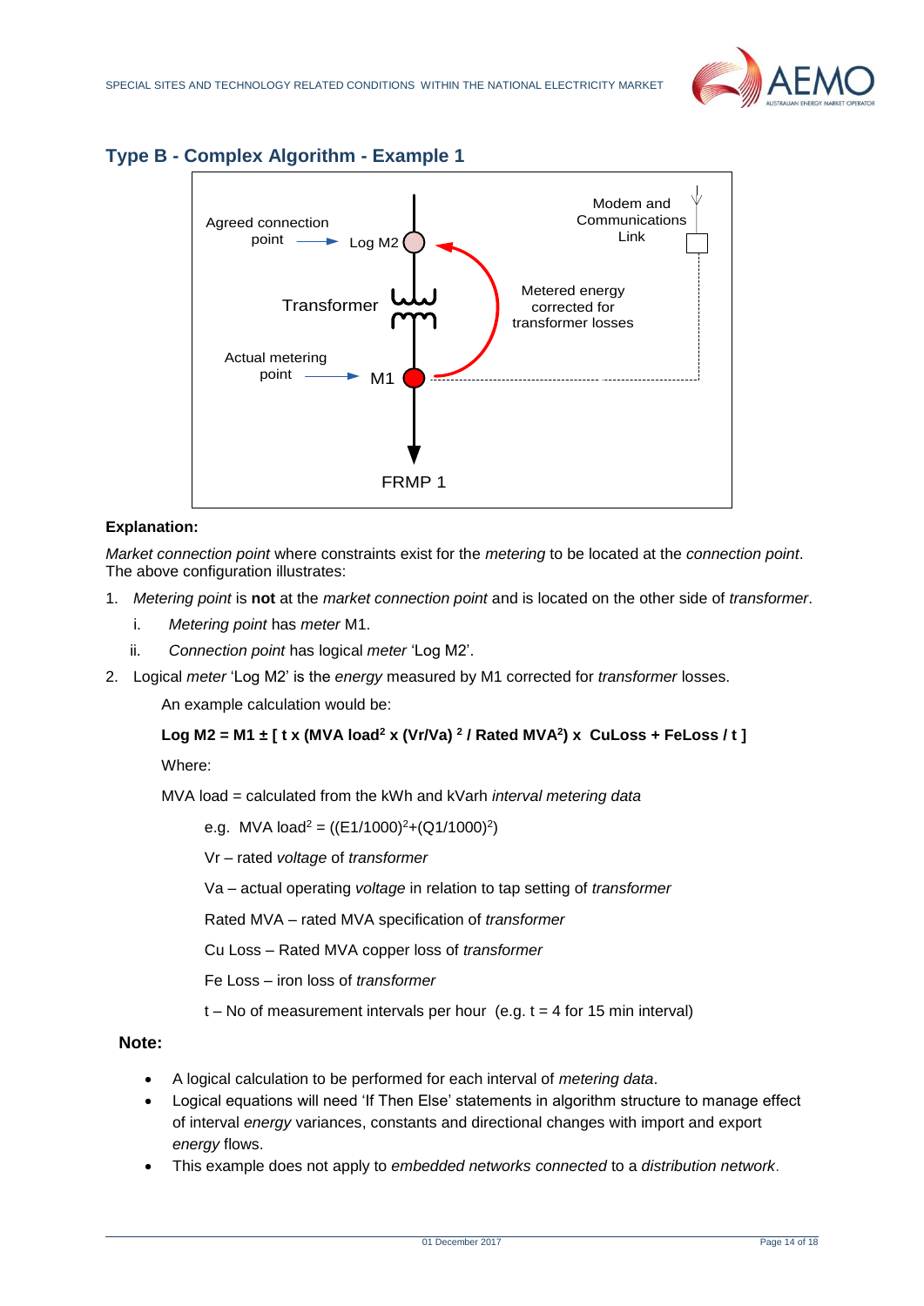## Type B - Complex Algorithm - Example 1

**Explanation:**

*Market connection point* where constraints exist for the *metering* to be located at the *connection point*. The above configuration illustrates:

1. *Metering point* is **not** at the *market connection point* and is located on the other side of *transformer*.
   i. *Metering point* has *meter* M1.
   ii. *Connection point* has logical *meter* 'Log M2'.
2. Logical *meter* 'Log M2' is the *energy* measured by M1 corrected for *transformer* losses.

   An example calculation would be:

   **Log M2 = M1 ± [ t x (MVA load$^2$ x (Vr/Va) $^2$ / Rated MVA$^2$) x CuLoss + FeLoss / t ]**

   Where:

   MVA load = calculated from the kWh and kVarh *interval metering data*

   e.g. MVA load$^2$ = ((E1/1000)$^2$+(Q1/1000)$^2$)

   Vr – rated *voltage* of *transformer*

   Va – actual operating *voltage* in relation to tap setting of *transformer*

   Rated MVA – rated MVA specification of *transformer*

   Cu Loss – Rated MVA copper loss of *transformer*

   Fe Loss – iron loss of *transformer*

   t – No of measurement intervals per hour (e.g. t = 4 for 15 min interval)

**Note:**

- A logical calculation to be performed for each interval of *metering data*.
- Logical equations will need 'If Then Else' statements in algorithm structure to manage effect of interval *energy* variances, constants and directional changes with import and export *energy* flows.
- This example does not apply to *embedded networks connected* to a *distribution network*.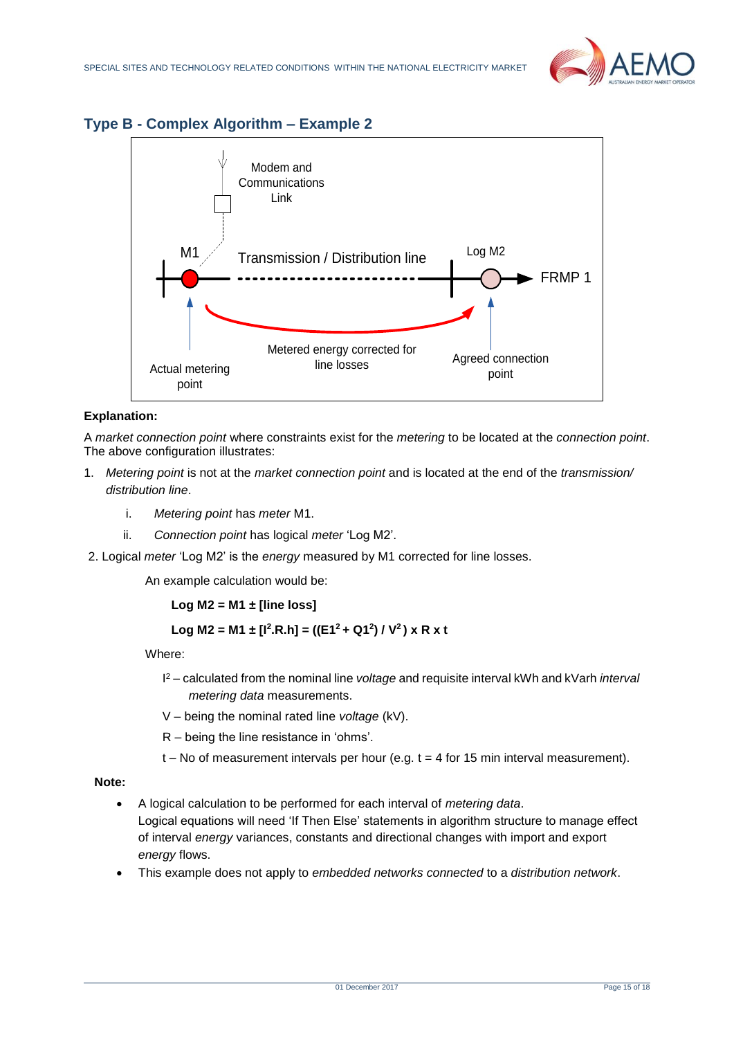## Type B - Complex Algorithm – Example 2

Modem and Communications Link

M1

Transmission / Distribution line

Log M2

FRMP 1

Actual metering point

Metered energy corrected for line losses

Agreed connection point

**Explanation:**

A *market connection point* where constraints exist for the *metering* to be located at the *connection point*. The above configuration illustrates:

1. *Metering point* is not at the *market connection point* and is located at the end of the *transmission/ distribution line*.
   i. *Metering point* has *meter* M1.
   ii. *Connection point* has logical *meter* 'Log M2'.
2. Logical *meter* 'Log M2' is the *energy* measured by M1 corrected for line losses.

An example calculation would be:

**Log M2 = M1 ± [line loss]**

**Log M2 = M1 ± [$I^2$.R.h] = (($E1^2$ + $Q1^2$) / $V^2$ ) x R x t**

Where:

$I^2$ – calculated from the nominal line *voltage* and requisite interval kWh and kVarh *interval metering data* measurements.

V – being the nominal rated line *voltage* (kV).

R – being the line resistance in 'ohms'.

t – No of measurement intervals per hour (e.g. t = 4 for 15 min interval measurement).

**Note:**

- A logical calculation to be performed for each interval of *metering data*.
  Logical equations will need 'If Then Else' statements in algorithm structure to manage effect of interval *energy* variances, constants and directional changes with import and export *energy* flows.
- This example does not apply to *embedded networks connected* to a *distribution network*.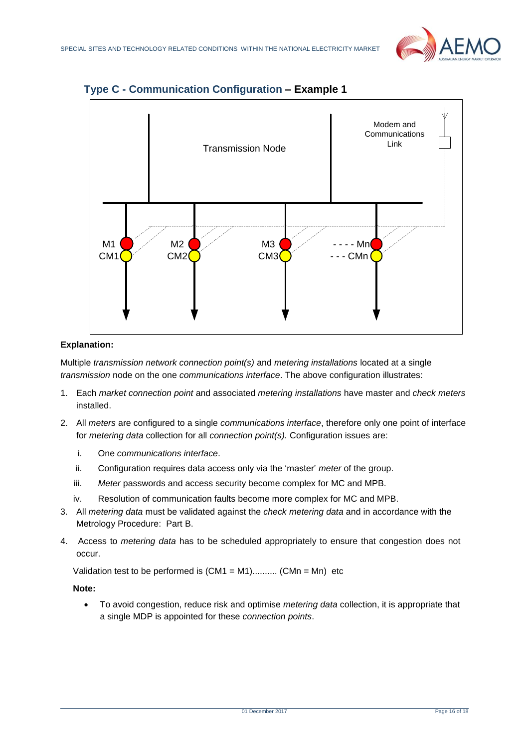## Type C - Communication Configuration – Example 1

**Explanation:**

Multiple *transmission network connection point(s)* and *metering installations* located at a single *transmission* node on the one *communications interface*. The above configuration illustrates:

1. Each *market connection point* and associated *metering installations* have master and *check meters* installed.
2. All *meters* are configured to a single *communications interface*, therefore only one point of interface for *metering data* collection for all *connection point(s).* Configuration issues are:
   1. One *communications interface*.
   2. Configuration requires data access only via the 'master' *meter* of the group.
   3. *Meter* passwords and access security become complex for MC and MPB.
   4. Resolution of communication faults become more complex for MC and MPB.
3. All *metering data* must be validated against the *check metering data* and in accordance with the Metrology Procedure: Part B.
4. Access to *metering data* has to be scheduled appropriately to ensure that congestion does not occur.

Validation test to be performed is (CM1 = M1).......... (CMn = Mn) etc

**Note:**

- To avoid congestion, reduce risk and optimise *metering data* collection, it is appropriate that a single MDP is appointed for these *connection points*.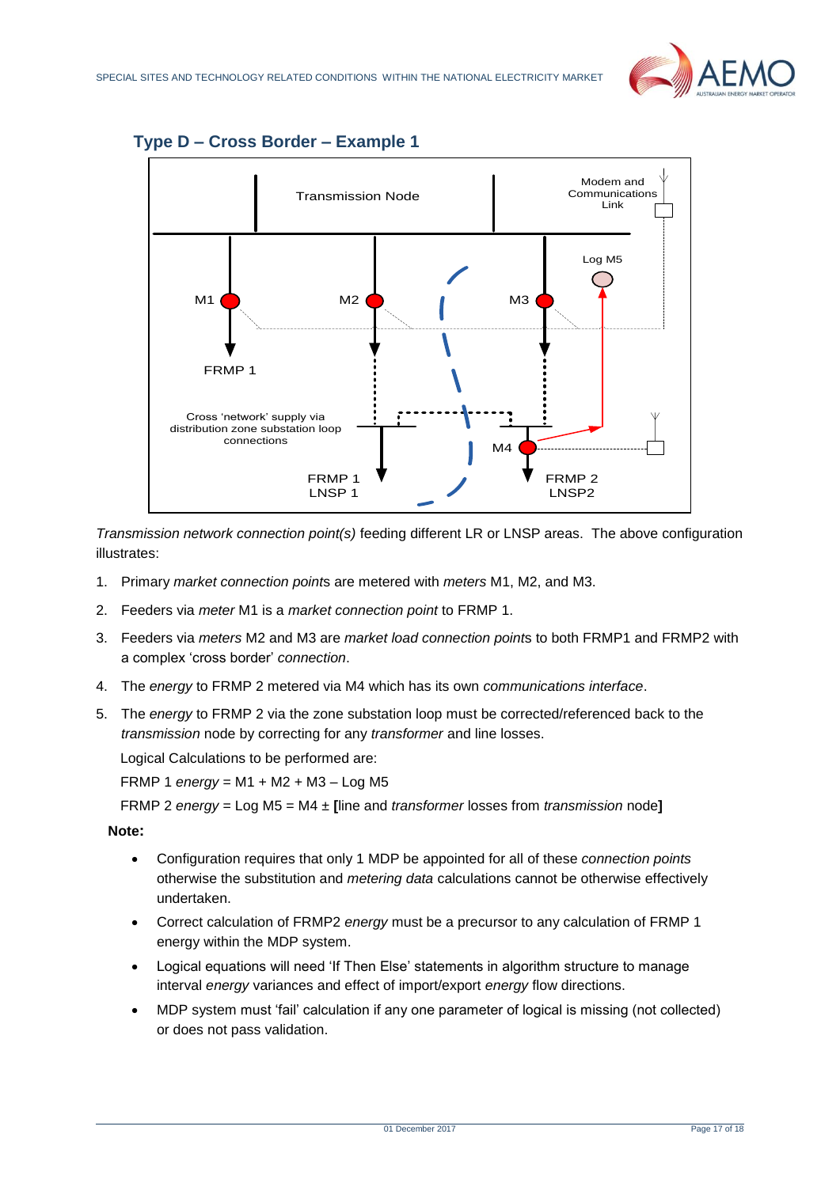### Type D – Cross Border – Example 1

*Transmission network connection point(s)* feeding different LR or LNSP areas. The above configuration illustrates:

1. Primary *market connection point*s are metered with *meters* M1, M2, and M3.
2. Feeders via *meter* M1 is a *market connection point* to FRMP 1.
3. Feeders via *meters* M2 and M3 are *market load connection point*s to both FRMP1 and FRMP2 with a complex 'cross border' *connection*.
4. The *energy* to FRMP 2 metered via M4 which has its own *communications interface*.
5. The *energy* to FRMP 2 via the zone substation loop must be corrected/referenced back to the *transmission* node by correcting for any *transformer* and line losses.

   Logical Calculations to be performed are:

   FRMP 1 *energy* = M1 + M2 + M3 – Log M5

   FRMP 2 *energy* = Log M5 = M4 ± **[**line and *transformer* losses from *transmission* node**]**

**Note:**

- Configuration requires that only 1 MDP be appointed for all of these *connection points* otherwise the substitution and *metering data* calculations cannot be otherwise effectively undertaken.
- Correct calculation of FRMP2 *energy* must be a precursor to any calculation of FRMP 1 energy within the MDP system.
- Logical equations will need 'If Then Else' statements in algorithm structure to manage interval *energy* variances and effect of import/export *energy* flow directions.
- MDP system must 'fail' calculation if any one parameter of logical is missing (not collected) or does not pass validation.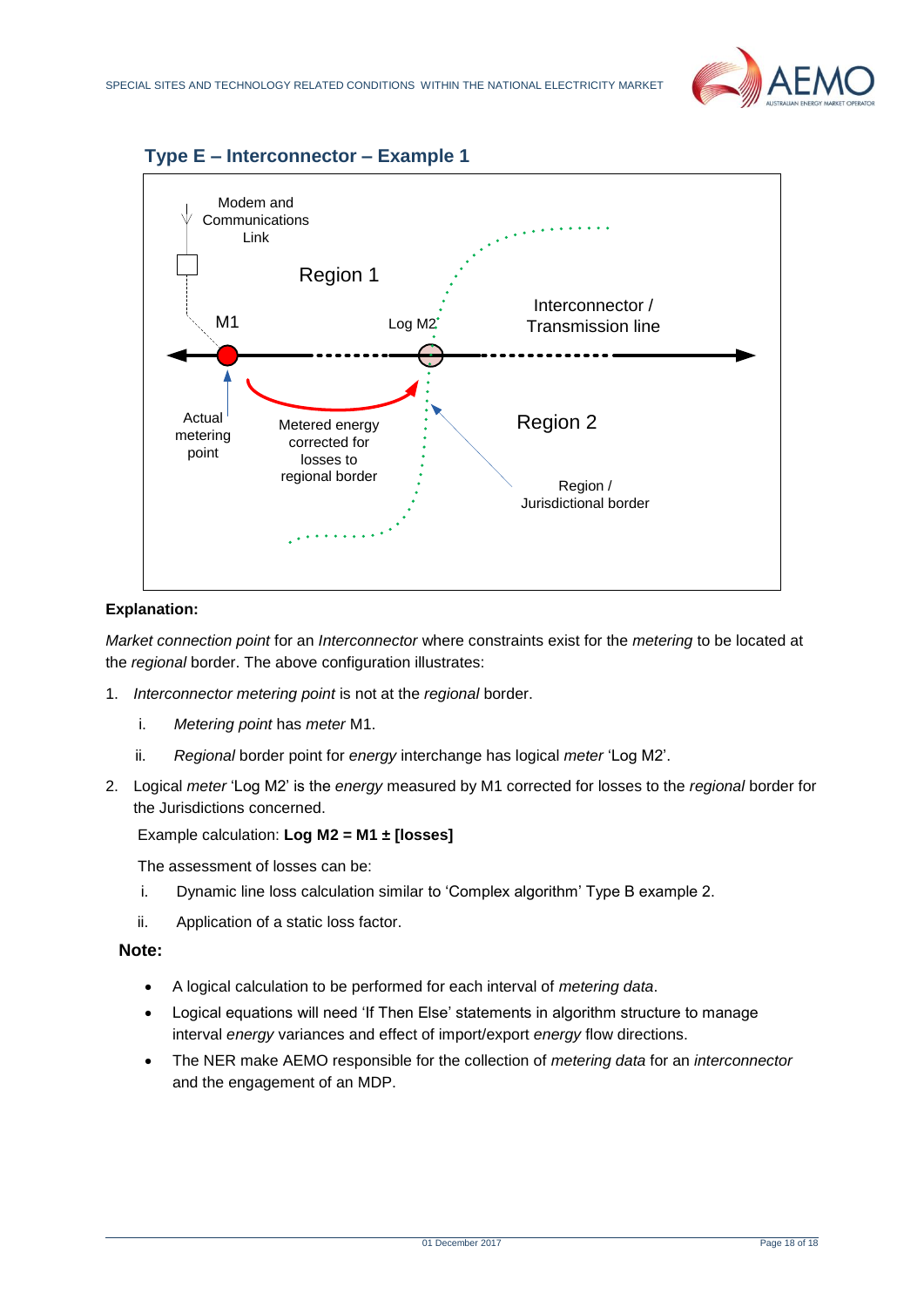### Type E – Interconnector – Example 1

Modem and Communications Link

Region 1

M1

Log M2

Interconnector / Transmission line

Actual metering point

Metered energy corrected for losses to regional border

Region 2

Region / Jurisdictional border

**Explanation:**

*Market connection point* for an *Interconnector* where constraints exist for the *metering* to be located at the *regional* border. The above configuration illustrates:

1. *Interconnector metering point* is not at the *regional* border.
   i. *Metering point* has *meter* M1.
   ii. *Regional* border point for *energy* interchange has logical *meter* 'Log M2'.
2. Logical *meter* 'Log M2' is the *energy* measured by M1 corrected for losses to the *regional* border for the Jurisdictions concerned.

   Example calculation: **Log M2 = M1 ± [losses]**

   The assessment of losses can be:

   i. Dynamic line loss calculation similar to 'Complex algorithm' Type B example 2.
   ii. Application of a static loss factor.

**Note:**

- A logical calculation to be performed for each interval of *metering data*.
- Logical equations will need 'If Then Else' statements in algorithm structure to manage interval *energy* variances and effect of import/export *energy* flow directions.
- The NER make AEMO responsible for the collection of *metering data* for an *interconnector* and the engagement of an MDP.